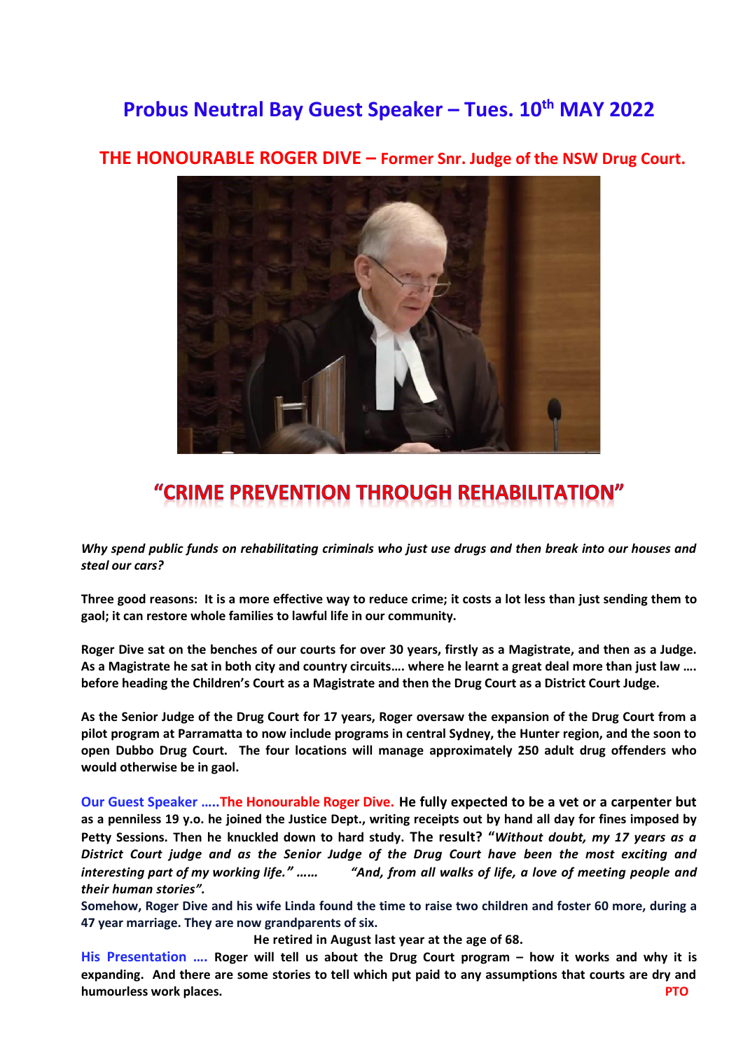# Probus Neutral Bay Guest Speaker – Tues. 10th MAY 2022

## THE HONOURABLE ROGER DIVE – Former Snr. Judge of the NSW Drug Court.

## "CRIME PREVENTION THROUGH REHABILITATION"

***Why spend public funds on rehabilitating criminals who just use drugs and then break into our houses and steal our cars?***

**Three good reasons: It is a more effective way to reduce crime; it costs a lot less than just sending them to gaol; it can restore whole families to lawful life in our community.**

**Roger Dive sat on the benches of our courts for over 30 years, firstly as a Magistrate, and then as a Judge. As a Magistrate he sat in both city and country circuits…. where he learnt a great deal more than just law …. before heading the Children's Court as a Magistrate and then the Drug Court as a District Court Judge.**

**As the Senior Judge of the Drug Court for 17 years, Roger oversaw the expansion of the Drug Court from a pilot program at Parramatta to now include programs in central Sydney, the Hunter region, and the soon to open Dubbo Drug Court. The four locations will manage approximately 250 adult drug offenders who would otherwise be in gaol.**

**Our Guest Speaker …..The Honourable Roger Dive. He fully expected to be a vet or a carpenter but as a penniless 19 y.o. he joined the Justice Dept., writing receipts out by hand all day for fines imposed by Petty Sessions. Then he knuckled down to hard study. The result? "*Without doubt, my 17 years as a District Court judge and as the Senior Judge of the Drug Court have been the most exciting and interesting part of my working life." …… "And, from all walks of life, a love of meeting people and their human stories".***

**Somehow, Roger Dive and his wife Linda found the time to raise two children and foster 60 more, during a 47 year marriage. They are now grandparents of six.**

**He retired in August last year at the age of 68.**

**His Presentation …. Roger will tell us about the Drug Court program – how it works and why it is expanding. And there are some stories to tell which put paid to any assumptions that courts are dry and humourless work places.**

**PTO**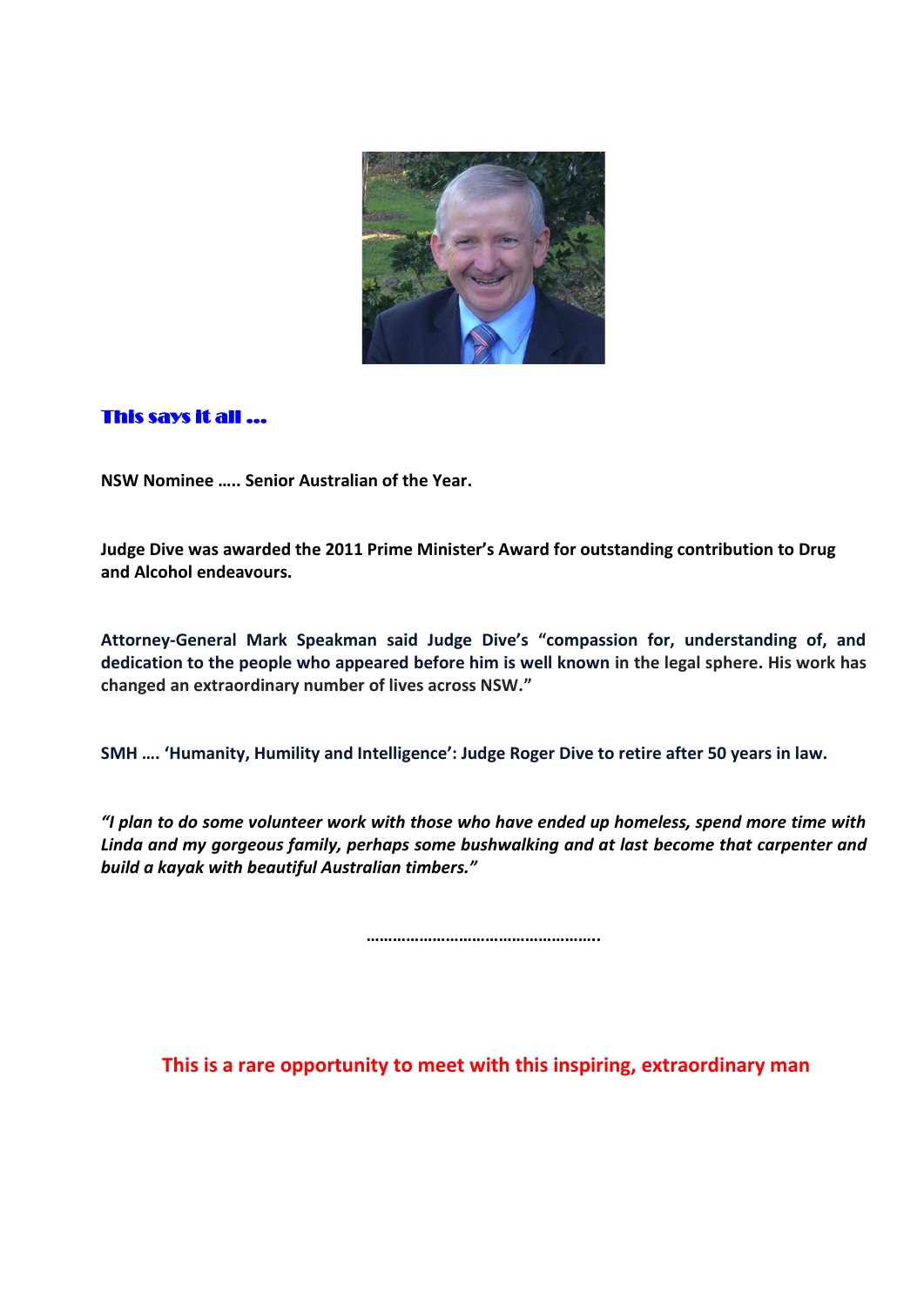### This says it all …

**NSW Nominee ….. Senior Australian of the Year.**

**Judge Dive was awarded the 2011 Prime Minister's Award for outstanding contribution to Drug and Alcohol endeavours.**

**Attorney-General Mark Speakman said Judge Dive's "compassion for, understanding of, and dedication to the people who appeared before him is well known in the legal sphere. His work has changed an extraordinary number of lives across NSW."**

**SMH …. 'Humanity, Humility and Intelligence': Judge Roger Dive to retire after 50 years in law.**

***"I plan to do some volunteer work with those who have ended up homeless, spend more time with Linda and my gorgeous family, perhaps some bushwalking and at last become that carpenter and build a kayak with beautiful Australian timbers."***

……………………………………………..

**This is a rare opportunity to meet with this inspiring, extraordinary man**